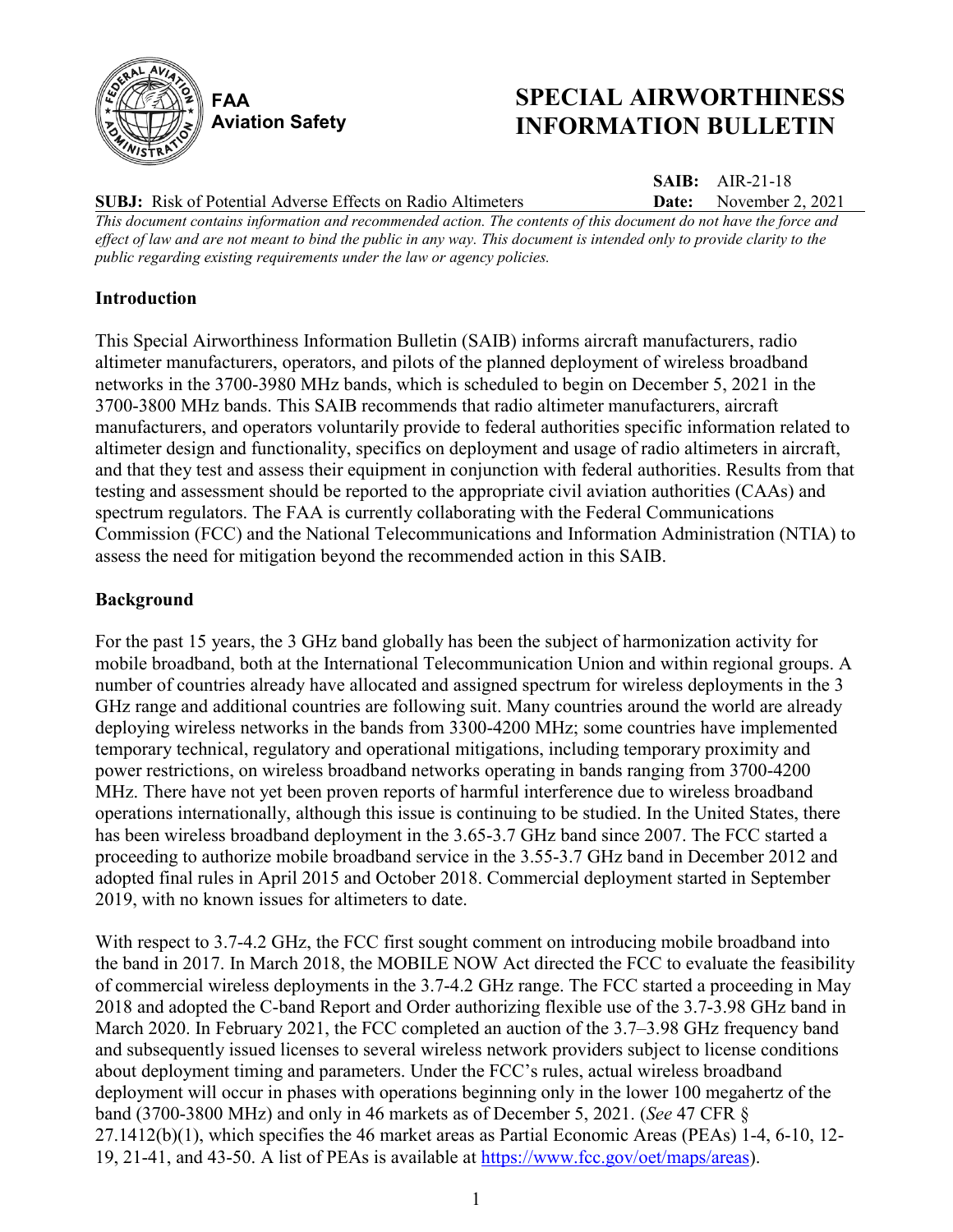FAA
Aviation Safety

# SPECIAL AIRWORTHINESS INFORMATION BULLETIN

**SAIB:** AIR-21-18

**SUBJ:** Risk of Potential Adverse Effects on Radio Altimeters **Date:** November 2, 2021

*This document contains information and recommended action. The contents of this document do not have the force and effect of law and are not meant to bind the public in any way. This document is intended only to provide clarity to the public regarding existing requirements under the law or agency policies.*

## Introduction

This Special Airworthiness Information Bulletin (SAIB) informs aircraft manufacturers, radio altimeter manufacturers, operators, and pilots of the planned deployment of wireless broadband networks in the 3700-3980 MHz bands, which is scheduled to begin on December 5, 2021 in the 3700-3800 MHz bands. This SAIB recommends that radio altimeter manufacturers, aircraft manufacturers, and operators voluntarily provide to federal authorities specific information related to altimeter design and functionality, specifics on deployment and usage of radio altimeters in aircraft, and that they test and assess their equipment in conjunction with federal authorities. Results from that testing and assessment should be reported to the appropriate civil aviation authorities (CAAs) and spectrum regulators. The FAA is currently collaborating with the Federal Communications Commission (FCC) and the National Telecommunications and Information Administration (NTIA) to assess the need for mitigation beyond the recommended action in this SAIB.

## Background

For the past 15 years, the 3 GHz band globally has been the subject of harmonization activity for mobile broadband, both at the International Telecommunication Union and within regional groups. A number of countries already have allocated and assigned spectrum for wireless deployments in the 3 GHz range and additional countries are following suit. Many countries around the world are already deploying wireless networks in the bands from 3300-4200 MHz; some countries have implemented temporary technical, regulatory and operational mitigations, including temporary proximity and power restrictions, on wireless broadband networks operating in bands ranging from 3700-4200 MHz. There have not yet been proven reports of harmful interference due to wireless broadband operations internationally, although this issue is continuing to be studied. In the United States, there has been wireless broadband deployment in the 3.65-3.7 GHz band since 2007. The FCC started a proceeding to authorize mobile broadband service in the 3.55-3.7 GHz band in December 2012 and adopted final rules in April 2015 and October 2018. Commercial deployment started in September 2019, with no known issues for altimeters to date.

With respect to 3.7-4.2 GHz, the FCC first sought comment on introducing mobile broadband into the band in 2017. In March 2018, the MOBILE NOW Act directed the FCC to evaluate the feasibility of commercial wireless deployments in the 3.7-4.2 GHz range. The FCC started a proceeding in May 2018 and adopted the C-band Report and Order authorizing flexible use of the 3.7-3.98 GHz band in March 2020. In February 2021, the FCC completed an auction of the 3.7–3.98 GHz frequency band and subsequently issued licenses to several wireless network providers subject to license conditions about deployment timing and parameters. Under the FCC's rules, actual wireless broadband deployment will occur in phases with operations beginning only in the lower 100 megahertz of the band (3700-3800 MHz) and only in 46 markets as of December 5, 2021. (*See* 47 CFR § 27.1412(b)(1), which specifies the 46 market areas as Partial Economic Areas (PEAs) 1-4, 6-10, 12-19, 21-41, and 43-50. A list of PEAs is available at https://www.fcc.gov/oet/maps/areas).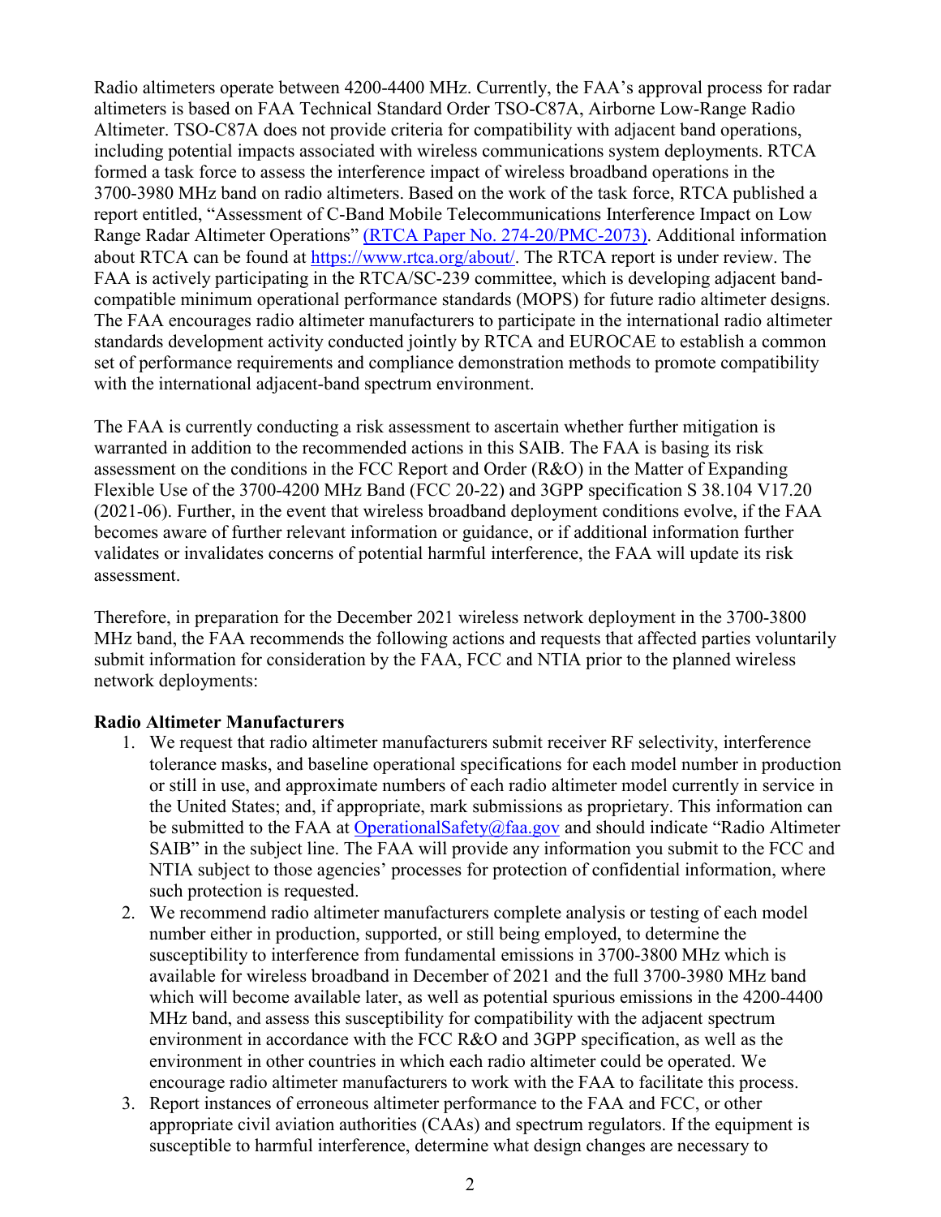Radio altimeters operate between 4200-4400 MHz. Currently, the FAA's approval process for radar altimeters is based on FAA Technical Standard Order TSO-C87A, Airborne Low-Range Radio Altimeter. TSO-C87A does not provide criteria for compatibility with adjacent band operations, including potential impacts associated with wireless communications system deployments. RTCA formed a task force to assess the interference impact of wireless broadband operations in the 3700-3980 MHz band on radio altimeters. Based on the work of the task force, RTCA published a report entitled, "Assessment of C-Band Mobile Telecommunications Interference Impact on Low Range Radar Altimeter Operations" [(RTCA Paper No. 274-20/PMC-2073)](). Additional information about RTCA can be found at [https://www.rtca.org/about/](https://www.rtca.org/about/). The RTCA report is under review. The FAA is actively participating in the RTCA/SC-239 committee, which is developing adjacent band-compatible minimum operational performance standards (MOPS) for future radio altimeter designs. The FAA encourages radio altimeter manufacturers to participate in the international radio altimeter standards development activity conducted jointly by RTCA and EUROCAE to establish a common set of performance requirements and compliance demonstration methods to promote compatibility with the international adjacent-band spectrum environment.

The FAA is currently conducting a risk assessment to ascertain whether further mitigation is warranted in addition to the recommended actions in this SAIB. The FAA is basing its risk assessment on the conditions in the FCC Report and Order (R&O) in the Matter of Expanding Flexible Use of the 3700-4200 MHz Band (FCC 20-22) and 3GPP specification S 38.104 V17.20 (2021-06). Further, in the event that wireless broadband deployment conditions evolve, if the FAA becomes aware of further relevant information or guidance, or if additional information further validates or invalidates concerns of potential harmful interference, the FAA will update its risk assessment.

Therefore, in preparation for the December 2021 wireless network deployment in the 3700-3800 MHz band, the FAA recommends the following actions and requests that affected parties voluntarily submit information for consideration by the FAA, FCC and NTIA prior to the planned wireless network deployments:

**Radio Altimeter Manufacturers**

1. We request that radio altimeter manufacturers submit receiver RF selectivity, interference tolerance masks, and baseline operational specifications for each model number in production or still in use, and approximate numbers of each radio altimeter model currently in service in the United States; and, if appropriate, mark submissions as proprietary. This information can be submitted to the FAA at [OperationalSafety@faa.gov](mailto:OperationalSafety@faa.gov) and should indicate "Radio Altimeter SAIB" in the subject line. The FAA will provide any information you submit to the FCC and NTIA subject to those agencies' processes for protection of confidential information, where such protection is requested.
2. We recommend radio altimeter manufacturers complete analysis or testing of each model number either in production, supported, or still being employed, to determine the susceptibility to interference from fundamental emissions in 3700-3800 MHz which is available for wireless broadband in December of 2021 and the full 3700-3980 MHz band which will become available later, as well as potential spurious emissions in the 4200-4400 MHz band, and assess this susceptibility for compatibility with the adjacent spectrum environment in accordance with the FCC R&O and 3GPP specification, as well as the environment in other countries in which each radio altimeter could be operated. We encourage radio altimeter manufacturers to work with the FAA to facilitate this process.
3. Report instances of erroneous altimeter performance to the FAA and FCC, or other appropriate civil aviation authorities (CAAs) and spectrum regulators. If the equipment is susceptible to harmful interference, determine what design changes are necessary to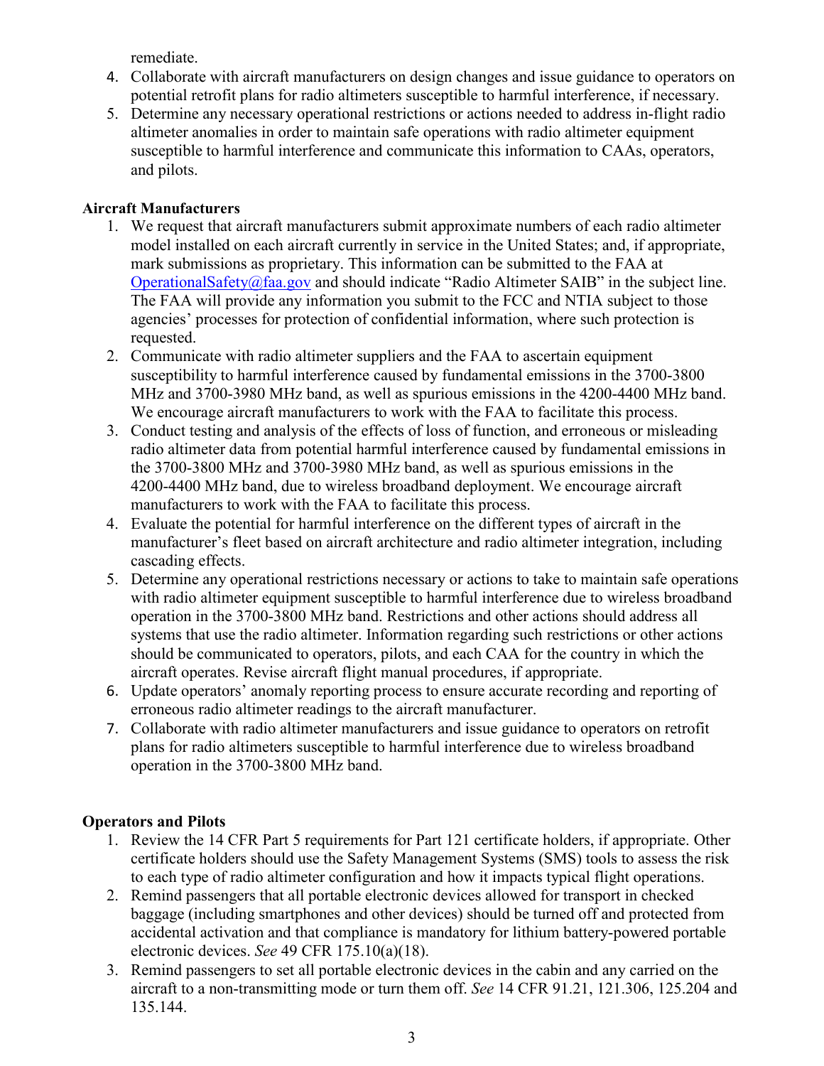remediate.

4. Collaborate with aircraft manufacturers on design changes and issue guidance to operators on potential retrofit plans for radio altimeters susceptible to harmful interference, if necessary.
5. Determine any necessary operational restrictions or actions needed to address in-flight radio altimeter anomalies in order to maintain safe operations with radio altimeter equipment susceptible to harmful interference and communicate this information to CAAs, operators, and pilots.

**Aircraft Manufacturers**

1. We request that aircraft manufacturers submit approximate numbers of each radio altimeter model installed on each aircraft currently in service in the United States; and, if appropriate, mark submissions as proprietary. This information can be submitted to the FAA at OperationalSafety@faa.gov and should indicate "Radio Altimeter SAIB" in the subject line. The FAA will provide any information you submit to the FCC and NTIA subject to those agencies' processes for protection of confidential information, where such protection is requested.
2. Communicate with radio altimeter suppliers and the FAA to ascertain equipment susceptibility to harmful interference caused by fundamental emissions in the 3700-3800 MHz and 3700-3980 MHz band, as well as spurious emissions in the 4200-4400 MHz band. We encourage aircraft manufacturers to work with the FAA to facilitate this process.
3. Conduct testing and analysis of the effects of loss of function, and erroneous or misleading radio altimeter data from potential harmful interference caused by fundamental emissions in the 3700-3800 MHz and 3700-3980 MHz band, as well as spurious emissions in the 4200-4400 MHz band, due to wireless broadband deployment. We encourage aircraft manufacturers to work with the FAA to facilitate this process.
4. Evaluate the potential for harmful interference on the different types of aircraft in the manufacturer's fleet based on aircraft architecture and radio altimeter integration, including cascading effects.
5. Determine any operational restrictions necessary or actions to take to maintain safe operations with radio altimeter equipment susceptible to harmful interference due to wireless broadband operation in the 3700-3800 MHz band. Restrictions and other actions should address all systems that use the radio altimeter. Information regarding such restrictions or other actions should be communicated to operators, pilots, and each CAA for the country in which the aircraft operates. Revise aircraft flight manual procedures, if appropriate.
6. Update operators' anomaly reporting process to ensure accurate recording and reporting of erroneous radio altimeter readings to the aircraft manufacturer.
7. Collaborate with radio altimeter manufacturers and issue guidance to operators on retrofit plans for radio altimeters susceptible to harmful interference due to wireless broadband operation in the 3700-3800 MHz band.

**Operators and Pilots**

1. Review the 14 CFR Part 5 requirements for Part 121 certificate holders, if appropriate. Other certificate holders should use the Safety Management Systems (SMS) tools to assess the risk to each type of radio altimeter configuration and how it impacts typical flight operations.
2. Remind passengers that all portable electronic devices allowed for transport in checked baggage (including smartphones and other devices) should be turned off and protected from accidental activation and that compliance is mandatory for lithium battery-powered portable electronic devices. *See* 49 CFR 175.10(a)(18).
3. Remind passengers to set all portable electronic devices in the cabin and any carried on the aircraft to a non-transmitting mode or turn them off. *See* 14 CFR 91.21, 121.306, 125.204 and 135.144.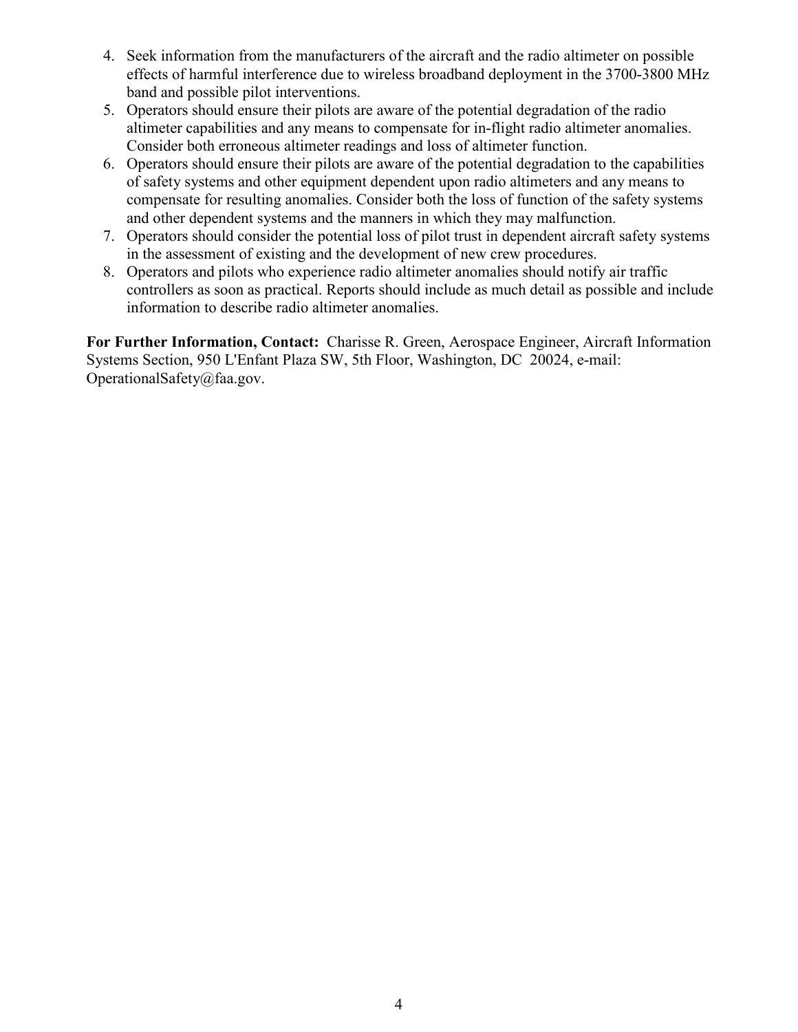4. Seek information from the manufacturers of the aircraft and the radio altimeter on possible effects of harmful interference due to wireless broadband deployment in the 3700-3800 MHz band and possible pilot interventions.
5. Operators should ensure their pilots are aware of the potential degradation of the radio altimeter capabilities and any means to compensate for in-flight radio altimeter anomalies. Consider both erroneous altimeter readings and loss of altimeter function.
6. Operators should ensure their pilots are aware of the potential degradation to the capabilities of safety systems and other equipment dependent upon radio altimeters and any means to compensate for resulting anomalies. Consider both the loss of function of the safety systems and other dependent systems and the manners in which they may malfunction.
7. Operators should consider the potential loss of pilot trust in dependent aircraft safety systems in the assessment of existing and the development of new crew procedures.
8. Operators and pilots who experience radio altimeter anomalies should notify air traffic controllers as soon as practical. Reports should include as much detail as possible and include information to describe radio altimeter anomalies.

**For Further Information, Contact:** Charisse R. Green, Aerospace Engineer, Aircraft Information Systems Section, 950 L'Enfant Plaza SW, 5th Floor, Washington, DC 20024, e-mail: OperationalSafety@faa.gov.